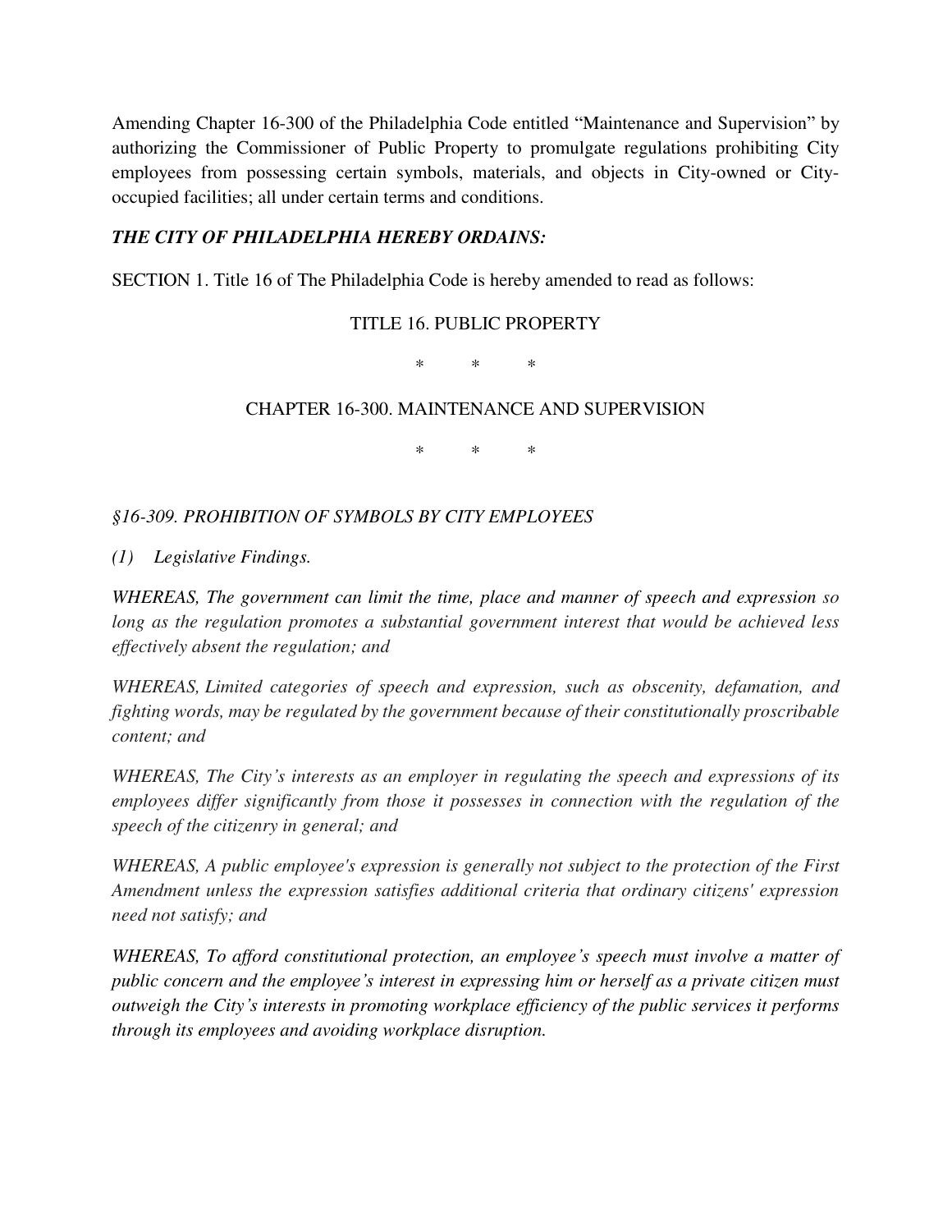Amending Chapter 16-300 of the Philadelphia Code entitled "Maintenance and Supervision" by authorizing the Commissioner of Public Property to promulgate regulations prohibiting City employees from possessing certain symbols, materials, and objects in City-owned or City-occupied facilities; all under certain terms and conditions.

***THE CITY OF PHILADELPHIA HEREBY ORDAINS:***

SECTION 1. Title 16 of The Philadelphia Code is hereby amended to read as follows:

TITLE 16. PUBLIC PROPERTY

\* \* \*

CHAPTER 16-300. MAINTENANCE AND SUPERVISION

\* \* \*

*§16-309. PROHIBITION OF SYMBOLS BY CITY EMPLOYEES*

*(1) Legislative Findings.*

*WHEREAS, The government can limit the time, place and manner of speech and expression so long as the regulation promotes a substantial government interest that would be achieved less effectively absent the regulation; and*

*WHEREAS, Limited categories of speech and expression, such as obscenity, defamation, and fighting words, may be regulated by the government because of their constitutionally proscribable content; and*

*WHEREAS, The City's interests as an employer in regulating the speech and expressions of its employees differ significantly from those it possesses in connection with the regulation of the speech of the citizenry in general; and*

*WHEREAS, A public employee's expression is generally not subject to the protection of the First Amendment unless the expression satisfies additional criteria that ordinary citizens' expression need not satisfy; and*

*WHEREAS, To afford constitutional protection, an employee's speech must involve a matter of public concern and the employee's interest in expressing him or herself as a private citizen must outweigh the City's interests in promoting workplace efficiency of the public services it performs through its employees and avoiding workplace disruption.*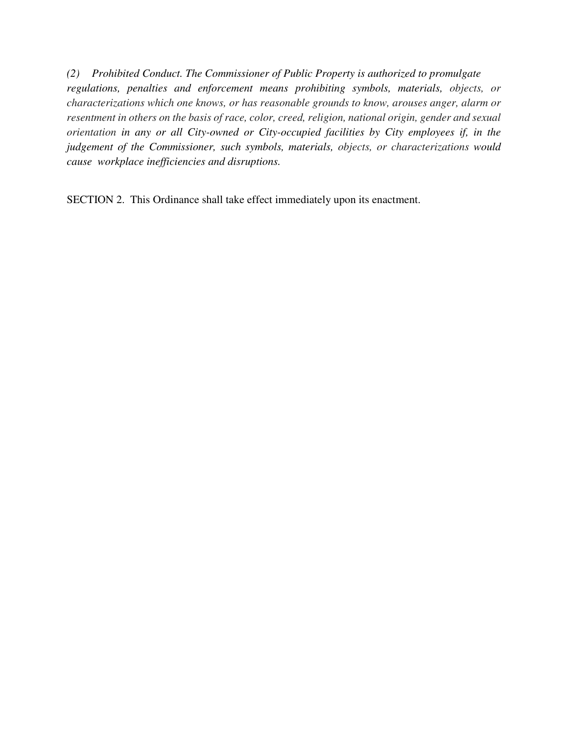*(2) Prohibited Conduct. The Commissioner of Public Property is authorized to promulgate regulations, penalties and enforcement means prohibiting symbols, materials, objects, or characterizations which one knows, or has reasonable grounds to know, arouses anger, alarm or resentment in others on the basis of race, color, creed, religion, national origin, gender and sexual orientation in any or all City-owned or City-occupied facilities by City employees if, in the judgement of the Commissioner, such symbols, materials, objects, or characterizations would cause workplace inefficiencies and disruptions.*

SECTION 2. This Ordinance shall take effect immediately upon its enactment.